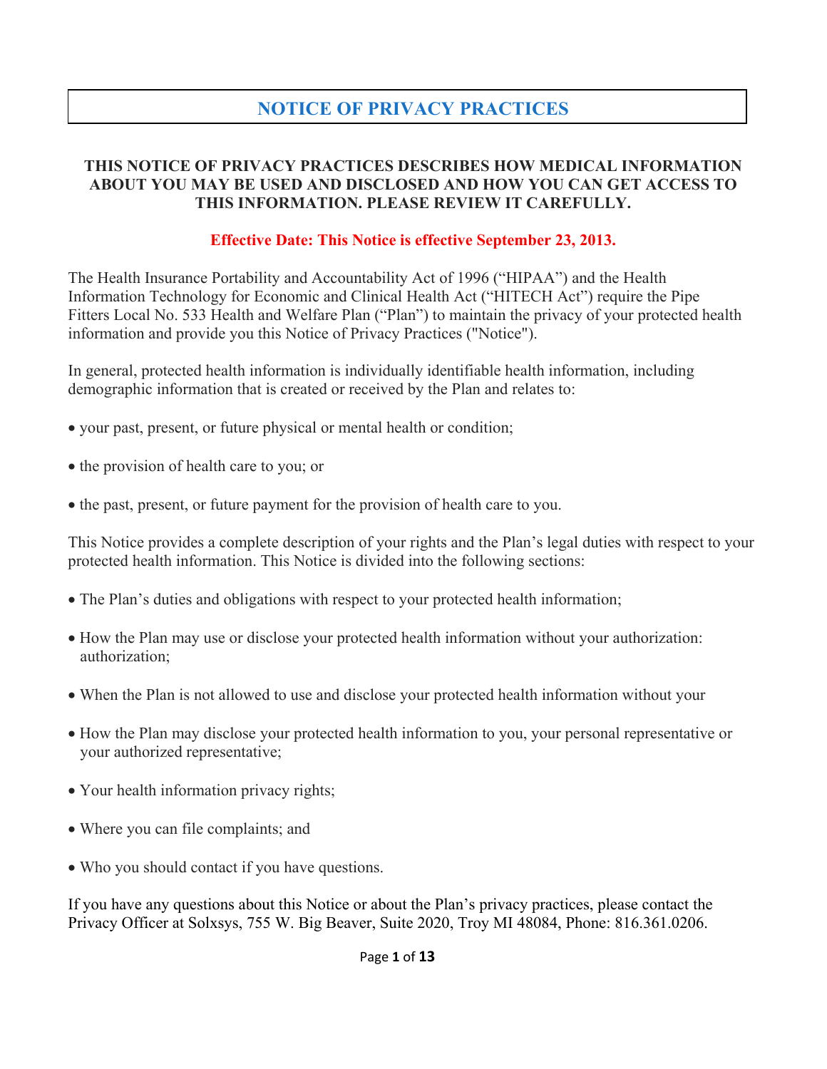# NOTICE OF PRIVACY PRACTICES

**THIS NOTICE OF PRIVACY PRACTICES DESCRIBES HOW MEDICAL INFORMATION ABOUT YOU MAY BE USED AND DISCLOSED AND HOW YOU CAN GET ACCESS TO THIS INFORMATION. PLEASE REVIEW IT CAREFULLY.**

**Effective Date: This Notice is effective September 23, 2013.**

The Health Insurance Portability and Accountability Act of 1996 ("HIPAA") and the Health Information Technology for Economic and Clinical Health Act ("HITECH Act") require the Pipe Fitters Local No. 533 Health and Welfare Plan ("Plan") to maintain the privacy of your protected health information and provide you this Notice of Privacy Practices ("Notice").

In general, protected health information is individually identifiable health information, including demographic information that is created or received by the Plan and relates to:

- your past, present, or future physical or mental health or condition;
- the provision of health care to you; or
- the past, present, or future payment for the provision of health care to you.

This Notice provides a complete description of your rights and the Plan's legal duties with respect to your protected health information. This Notice is divided into the following sections:

- The Plan's duties and obligations with respect to your protected health information;
- How the Plan may use or disclose your protected health information without your authorization: authorization;
- When the Plan is not allowed to use and disclose your protected health information without your
- How the Plan may disclose your protected health information to you, your personal representative or your authorized representative;
- Your health information privacy rights;
- Where you can file complaints; and
- Who you should contact if you have questions.

If you have any questions about this Notice or about the Plan's privacy practices, please contact the Privacy Officer at Solxsys, 755 W. Big Beaver, Suite 2020, Troy MI 48084, Phone: 816.361.0206.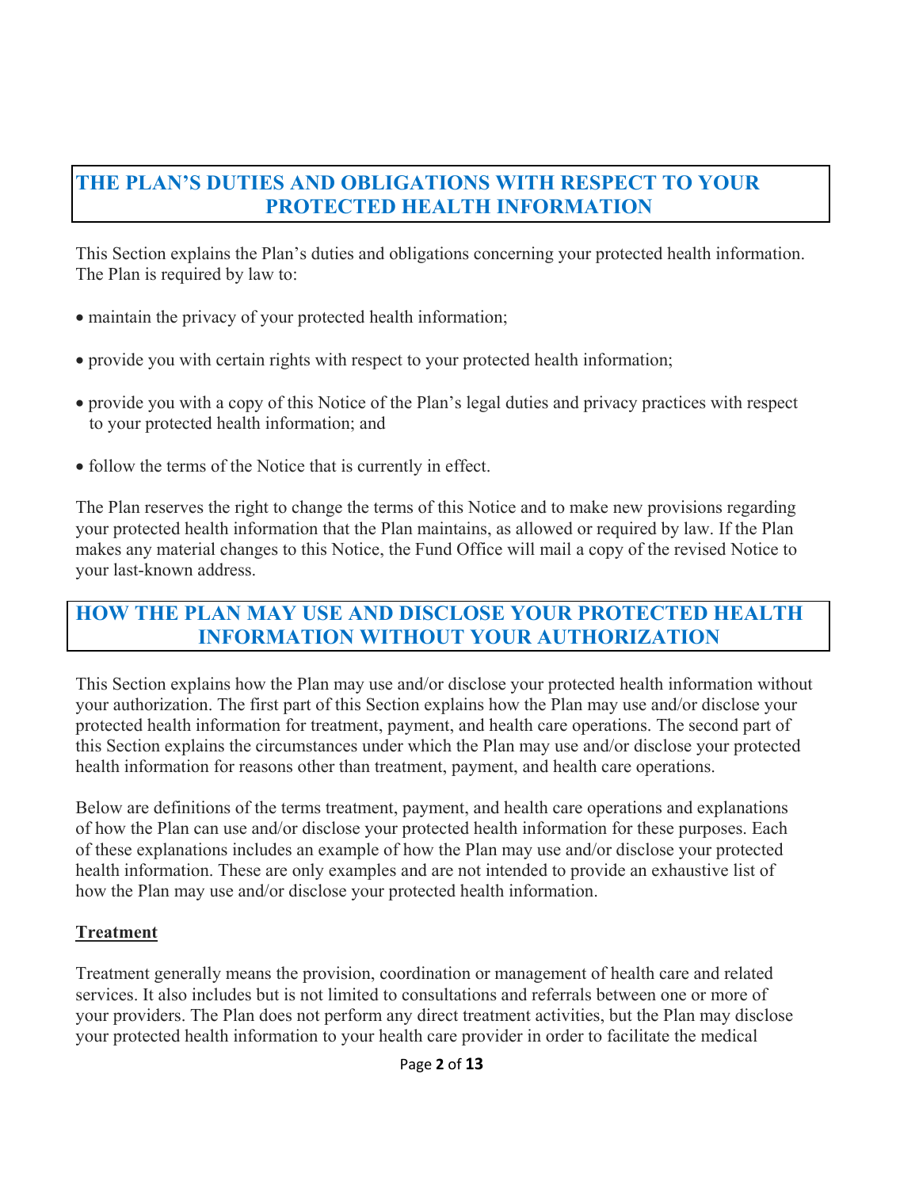## THE PLAN'S DUTIES AND OBLIGATIONS WITH RESPECT TO YOUR PROTECTED HEALTH INFORMATION

This Section explains the Plan's duties and obligations concerning your protected health information. The Plan is required by law to:

- maintain the privacy of your protected health information;
- provide you with certain rights with respect to your protected health information;
- provide you with a copy of this Notice of the Plan's legal duties and privacy practices with respect to your protected health information; and
- follow the terms of the Notice that is currently in effect.

The Plan reserves the right to change the terms of this Notice and to make new provisions regarding your protected health information that the Plan maintains, as allowed or required by law. If the Plan makes any material changes to this Notice, the Fund Office will mail a copy of the revised Notice to your last-known address.

## HOW THE PLAN MAY USE AND DISCLOSE YOUR PROTECTED HEALTH INFORMATION WITHOUT YOUR AUTHORIZATION

This Section explains how the Plan may use and/or disclose your protected health information without your authorization. The first part of this Section explains how the Plan may use and/or disclose your protected health information for treatment, payment, and health care operations. The second part of this Section explains the circumstances under which the Plan may use and/or disclose your protected health information for reasons other than treatment, payment, and health care operations.

Below are definitions of the terms treatment, payment, and health care operations and explanations of how the Plan can use and/or disclose your protected health information for these purposes. Each of these explanations includes an example of how the Plan may use and/or disclose your protected health information. These are only examples and are not intended to provide an exhaustive list of how the Plan may use and/or disclose your protected health information.

### Treatment

Treatment generally means the provision, coordination or management of health care and related services. It also includes but is not limited to consultations and referrals between one or more of your providers. The Plan does not perform any direct treatment activities, but the Plan may disclose your protected health information to your health care provider in order to facilitate the medical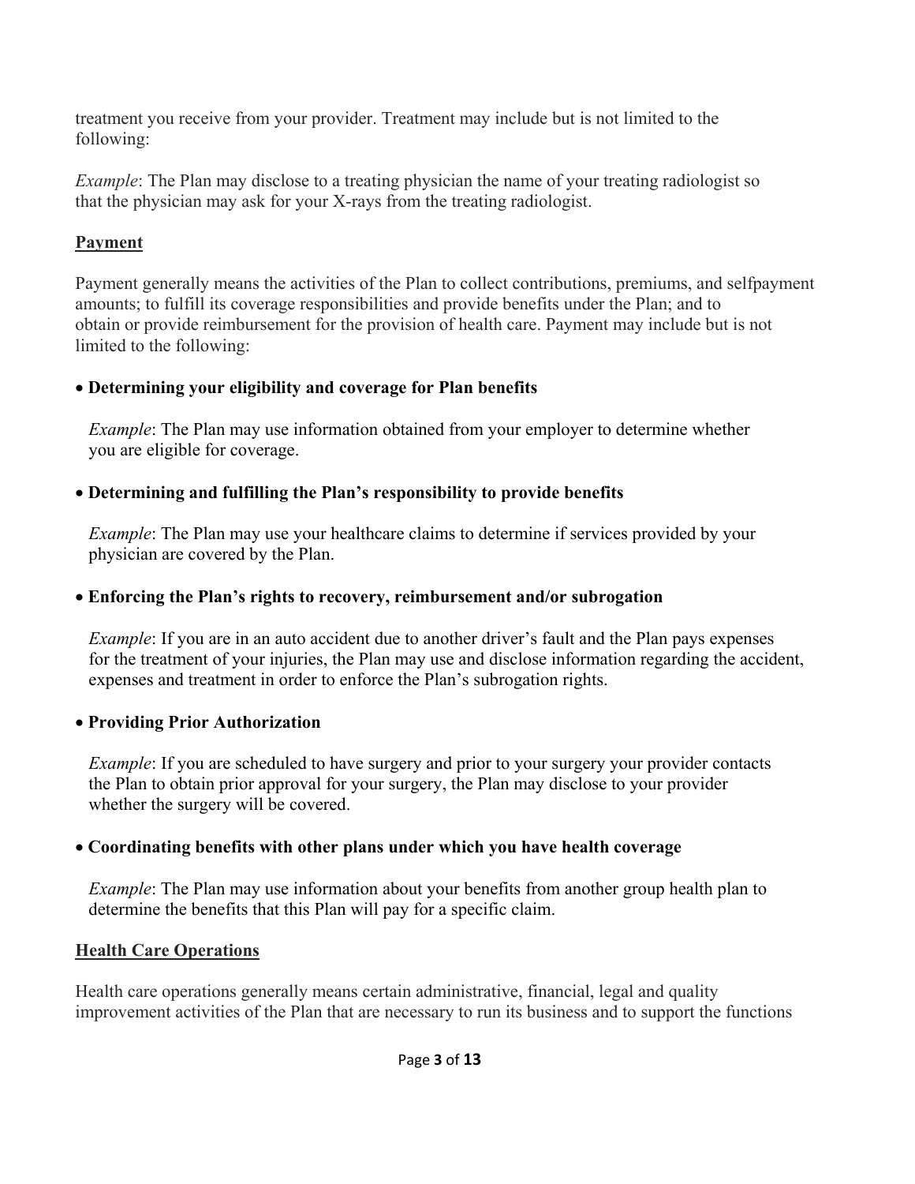treatment you receive from your provider. Treatment may include but is not limited to the following:

*Example*: The Plan may disclose to a treating physician the name of your treating radiologist so that the physician may ask for your X-rays from the treating radiologist.

**Payment**

Payment generally means the activities of the Plan to collect contributions, premiums, and selfpayment amounts; to fulfill its coverage responsibilities and provide benefits under the Plan; and to obtain or provide reimbursement for the provision of health care. Payment may include but is not limited to the following:

- **Determining your eligibility and coverage for Plan benefits**

  *Example*: The Plan may use information obtained from your employer to determine whether you are eligible for coverage.

- **Determining and fulfilling the Plan's responsibility to provide benefits**

  *Example*: The Plan may use your healthcare claims to determine if services provided by your physician are covered by the Plan.

- **Enforcing the Plan's rights to recovery, reimbursement and/or subrogation**

  *Example*: If you are in an auto accident due to another driver's fault and the Plan pays expenses for the treatment of your injuries, the Plan may use and disclose information regarding the accident, expenses and treatment in order to enforce the Plan's subrogation rights.

- **Providing Prior Authorization**

  *Example*: If you are scheduled to have surgery and prior to your surgery your provider contacts the Plan to obtain prior approval for your surgery, the Plan may disclose to your provider whether the surgery will be covered.

- **Coordinating benefits with other plans under which you have health coverage**

  *Example*: The Plan may use information about your benefits from another group health plan to determine the benefits that this Plan will pay for a specific claim.

**Health Care Operations**

Health care operations generally means certain administrative, financial, legal and quality improvement activities of the Plan that are necessary to run its business and to support the functions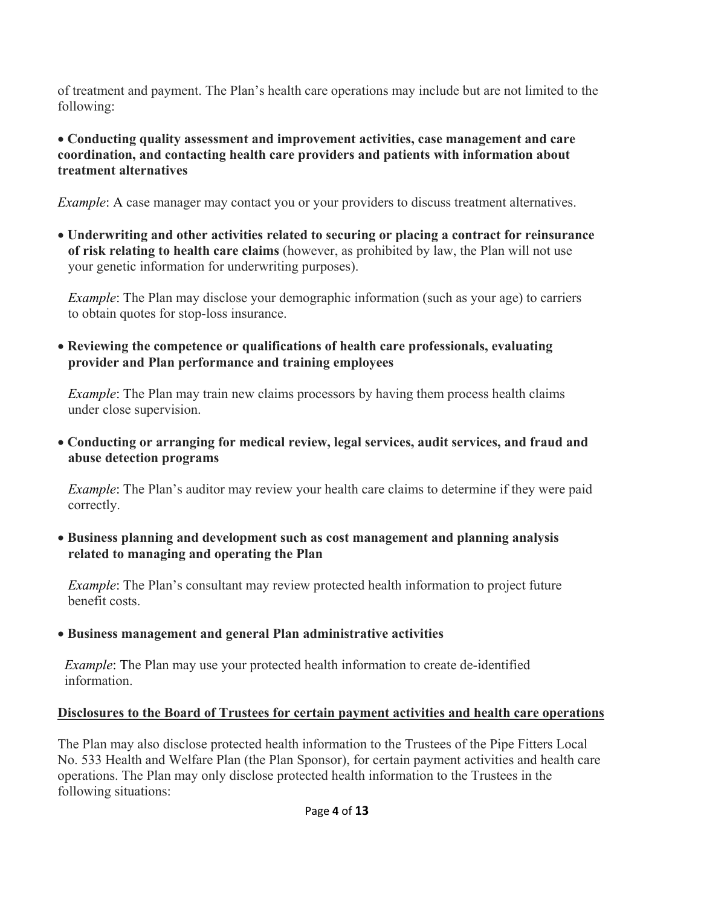of treatment and payment. The Plan's health care operations may include but are not limited to the following:

- **Conducting quality assessment and improvement activities, case management and care coordination, and contacting health care providers and patients with information about treatment alternatives**

*Example*: A case manager may contact you or your providers to discuss treatment alternatives.

- **Underwriting and other activities related to securing or placing a contract for reinsurance of risk relating to health care claims** (however, as prohibited by law, the Plan will not use your genetic information for underwriting purposes).

  *Example*: The Plan may disclose your demographic information (such as your age) to carriers to obtain quotes for stop-loss insurance.

- **Reviewing the competence or qualifications of health care professionals, evaluating provider and Plan performance and training employees**

  *Example*: The Plan may train new claims processors by having them process health claims under close supervision.

- **Conducting or arranging for medical review, legal services, audit services, and fraud and abuse detection programs**

  *Example*: The Plan's auditor may review your health care claims to determine if they were paid correctly.

- **Business planning and development such as cost management and planning analysis related to managing and operating the Plan**

  *Example*: The Plan's consultant may review protected health information to project future benefit costs.

- **Business management and general Plan administrative activities**

  *Example*: The Plan may use your protected health information to create de-identified information.

<u>**Disclosures to the Board of Trustees for certain payment activities and health care operations**</u>

The Plan may also disclose protected health information to the Trustees of the Pipe Fitters Local No. 533 Health and Welfare Plan (the Plan Sponsor), for certain payment activities and health care operations. The Plan may only disclose protected health information to the Trustees in the following situations: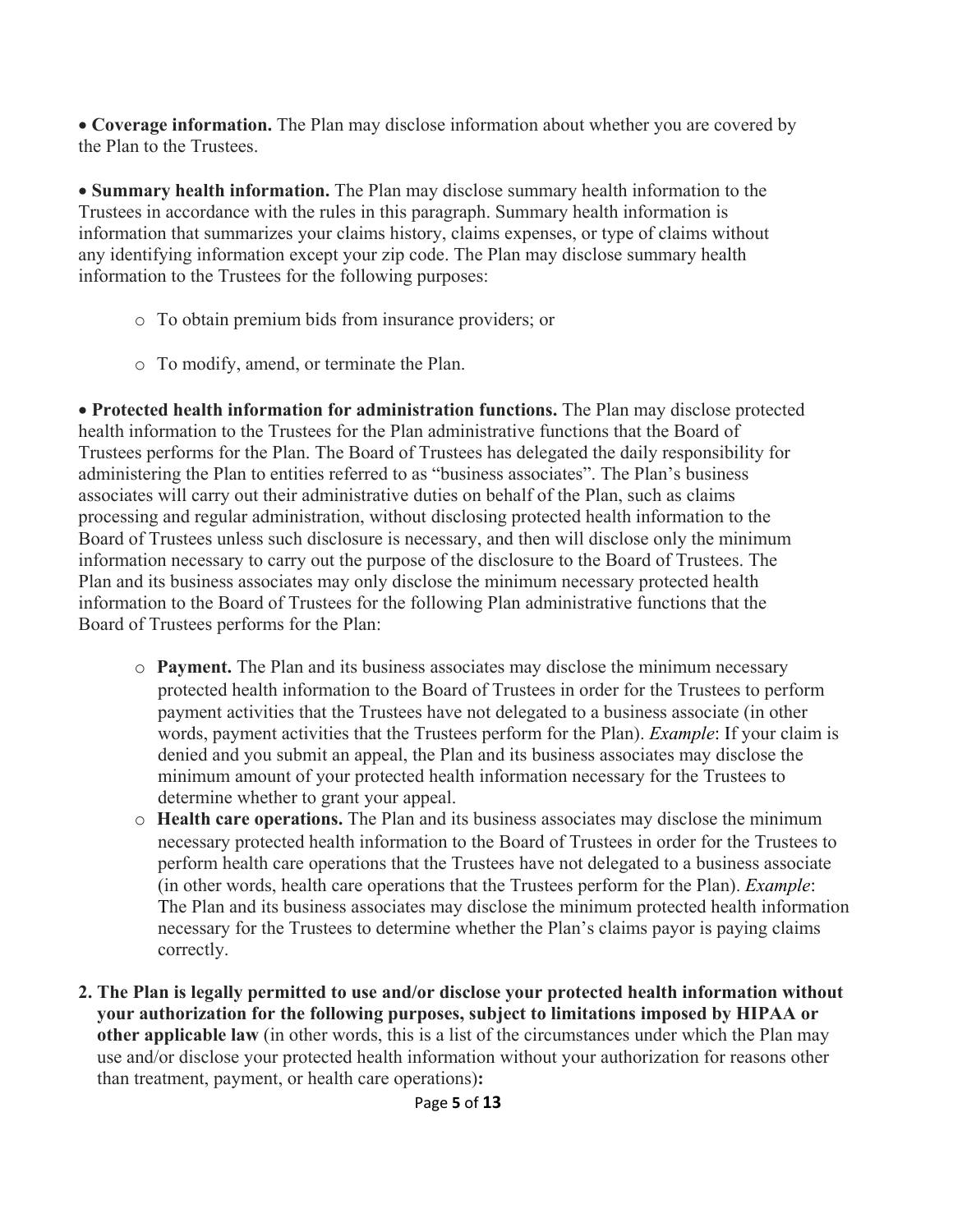- **Coverage information.** The Plan may disclose information about whether you are covered by the Plan to the Trustees.

- **Summary health information.** The Plan may disclose summary health information to the Trustees in accordance with the rules in this paragraph. Summary health information is information that summarizes your claims history, claims expenses, or type of claims without any identifying information except your zip code. The Plan may disclose summary health information to the Trustees for the following purposes:

  - To obtain premium bids from insurance providers; or

  - To modify, amend, or terminate the Plan.

- **Protected health information for administration functions.** The Plan may disclose protected health information to the Trustees for the Plan administrative functions that the Board of Trustees performs for the Plan. The Board of Trustees has delegated the daily responsibility for administering the Plan to entities referred to as "business associates". The Plan's business associates will carry out their administrative duties on behalf of the Plan, such as claims processing and regular administration, without disclosing protected health information to the Board of Trustees unless such disclosure is necessary, and then will disclose only the minimum information necessary to carry out the purpose of the disclosure to the Board of Trustees. The Plan and its business associates may only disclose the minimum necessary protected health information to the Board of Trustees for the following Plan administrative functions that the Board of Trustees performs for the Plan:

  - **Payment.** The Plan and its business associates may disclose the minimum necessary protected health information to the Board of Trustees in order for the Trustees to perform payment activities that the Trustees have not delegated to a business associate (in other words, payment activities that the Trustees perform for the Plan). *Example*: If your claim is denied and you submit an appeal, the Plan and its business associates may disclose the minimum amount of your protected health information necessary for the Trustees to determine whether to grant your appeal.
  - **Health care operations.** The Plan and its business associates may disclose the minimum necessary protected health information to the Board of Trustees in order for the Trustees to perform health care operations that the Trustees have not delegated to a business associate (in other words, health care operations that the Trustees perform for the Plan). *Example*: The Plan and its business associates may disclose the minimum protected health information necessary for the Trustees to determine whether the Plan's claims payor is paying claims correctly.

2. **The Plan is legally permitted to use and/or disclose your protected health information without your authorization for the following purposes, subject to limitations imposed by HIPAA or other applicable law** (in other words, this is a list of the circumstances under which the Plan may use and/or disclose your protected health information without your authorization for reasons other than treatment, payment, or health care operations)**:**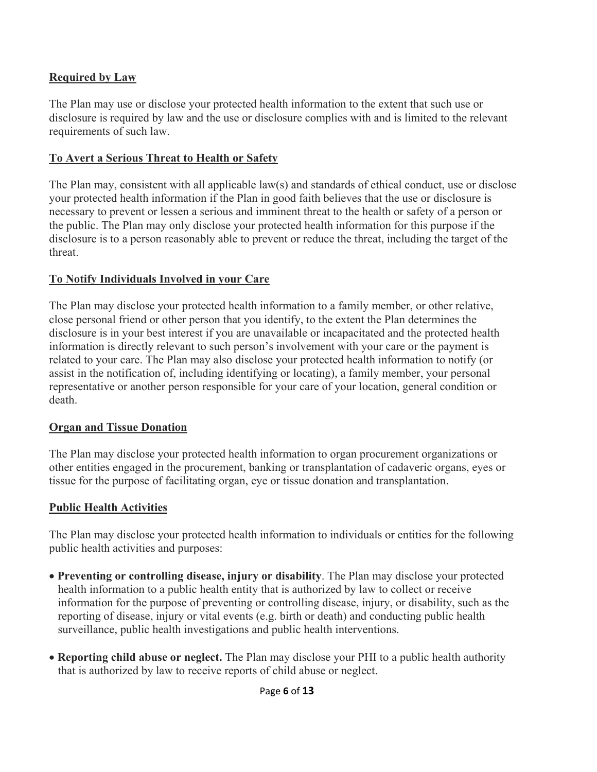**Required by Law**

The Plan may use or disclose your protected health information to the extent that such use or disclosure is required by law and the use or disclosure complies with and is limited to the relevant requirements of such law.

**To Avert a Serious Threat to Health or Safety**

The Plan may, consistent with all applicable law(s) and standards of ethical conduct, use or disclose your protected health information if the Plan in good faith believes that the use or disclosure is necessary to prevent or lessen a serious and imminent threat to the health or safety of a person or the public. The Plan may only disclose your protected health information for this purpose if the disclosure is to a person reasonably able to prevent or reduce the threat, including the target of the threat.

**To Notify Individuals Involved in your Care**

The Plan may disclose your protected health information to a family member, or other relative, close personal friend or other person that you identify, to the extent the Plan determines the disclosure is in your best interest if you are unavailable or incapacitated and the protected health information is directly relevant to such person's involvement with your care or the payment is related to your care. The Plan may also disclose your protected health information to notify (or assist in the notification of, including identifying or locating), a family member, your personal representative or another person responsible for your care of your location, general condition or death.

**Organ and Tissue Donation**

The Plan may disclose your protected health information to organ procurement organizations or other entities engaged in the procurement, banking or transplantation of cadaveric organs, eyes or tissue for the purpose of facilitating organ, eye or tissue donation and transplantation.

**Public Health Activities**

The Plan may disclose your protected health information to individuals or entities for the following public health activities and purposes:

- **Preventing or controlling disease, injury or disability**. The Plan may disclose your protected health information to a public health entity that is authorized by law to collect or receive information for the purpose of preventing or controlling disease, injury, or disability, such as the reporting of disease, injury or vital events (e.g. birth or death) and conducting public health surveillance, public health investigations and public health interventions.
- **Reporting child abuse or neglect.** The Plan may disclose your PHI to a public health authority that is authorized by law to receive reports of child abuse or neglect.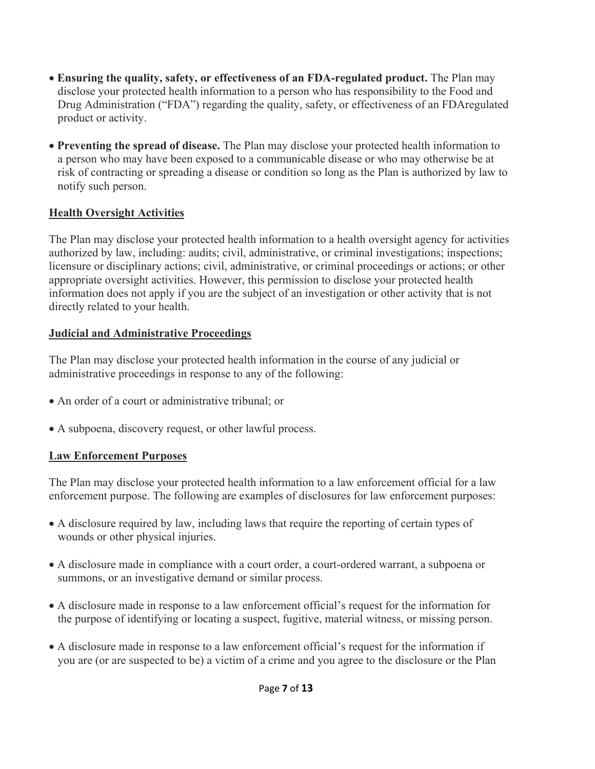- **Ensuring the quality, safety, or effectiveness of an FDA-regulated product.** The Plan may disclose your protected health information to a person who has responsibility to the Food and Drug Administration ("FDA") regarding the quality, safety, or effectiveness of an FDAregulated product or activity.

- **Preventing the spread of disease.** The Plan may disclose your protected health information to a person who may have been exposed to a communicable disease or who may otherwise be at risk of contracting or spreading a disease or condition so long as the Plan is authorized by law to notify such person.

**Health Oversight Activities**

The Plan may disclose your protected health information to a health oversight agency for activities authorized by law, including: audits; civil, administrative, or criminal investigations; inspections; licensure or disciplinary actions; civil, administrative, or criminal proceedings or actions; or other appropriate oversight activities. However, this permission to disclose your protected health information does not apply if you are the subject of an investigation or other activity that is not directly related to your health.

**Judicial and Administrative Proceedings**

The Plan may disclose your protected health information in the course of any judicial or administrative proceedings in response to any of the following:

- An order of a court or administrative tribunal; or

- A subpoena, discovery request, or other lawful process.

**Law Enforcement Purposes**

The Plan may disclose your protected health information to a law enforcement official for a law enforcement purpose. The following are examples of disclosures for law enforcement purposes:

- A disclosure required by law, including laws that require the reporting of certain types of wounds or other physical injuries.

- A disclosure made in compliance with a court order, a court-ordered warrant, a subpoena or summons, or an investigative demand or similar process.

- A disclosure made in response to a law enforcement official's request for the information for the purpose of identifying or locating a suspect, fugitive, material witness, or missing person.

- A disclosure made in response to a law enforcement official's request for the information if you are (or are suspected to be) a victim of a crime and you agree to the disclosure or the Plan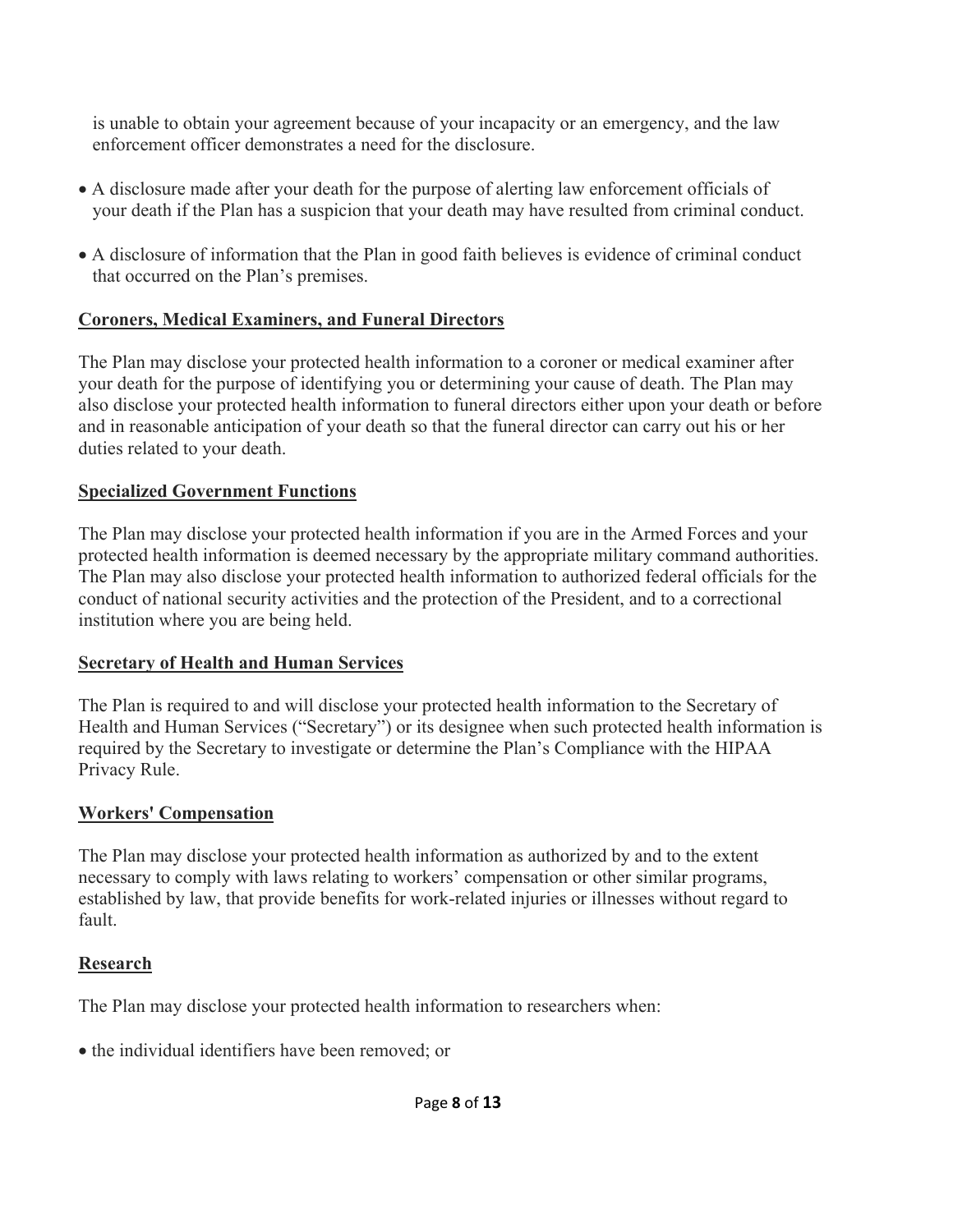is unable to obtain your agreement because of your incapacity or an emergency, and the law enforcement officer demonstrates a need for the disclosure.

- A disclosure made after your death for the purpose of alerting law enforcement officials of your death if the Plan has a suspicion that your death may have resulted from criminal conduct.
- A disclosure of information that the Plan in good faith believes is evidence of criminal conduct that occurred on the Plan's premises.

## Coroners, Medical Examiners, and Funeral Directors

The Plan may disclose your protected health information to a coroner or medical examiner after your death for the purpose of identifying you or determining your cause of death. The Plan may also disclose your protected health information to funeral directors either upon your death or before and in reasonable anticipation of your death so that the funeral director can carry out his or her duties related to your death.

## Specialized Government Functions

The Plan may disclose your protected health information if you are in the Armed Forces and your protected health information is deemed necessary by the appropriate military command authorities. The Plan may also disclose your protected health information to authorized federal officials for the conduct of national security activities and the protection of the President, and to a correctional institution where you are being held.

## Secretary of Health and Human Services

The Plan is required to and will disclose your protected health information to the Secretary of Health and Human Services ("Secretary") or its designee when such protected health information is required by the Secretary to investigate or determine the Plan's Compliance with the HIPAA Privacy Rule.

## Workers' Compensation

The Plan may disclose your protected health information as authorized by and to the extent necessary to comply with laws relating to workers' compensation or other similar programs, established by law, that provide benefits for work-related injuries or illnesses without regard to fault.

## Research

The Plan may disclose your protected health information to researchers when:

- the individual identifiers have been removed; or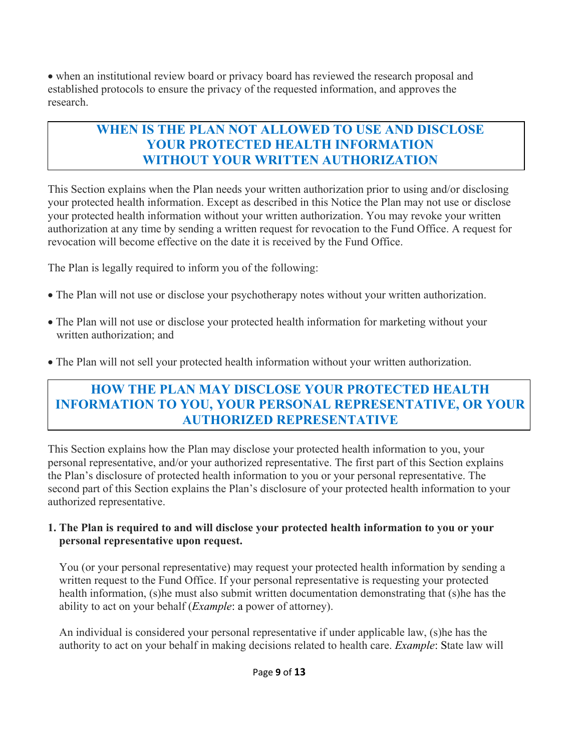- when an institutional review board or privacy board has reviewed the research proposal and established protocols to ensure the privacy of the requested information, and approves the research.

## WHEN IS THE PLAN NOT ALLOWED TO USE AND DISCLOSE YOUR PROTECTED HEALTH INFORMATION WITHOUT YOUR WRITTEN AUTHORIZATION

This Section explains when the Plan needs your written authorization prior to using and/or disclosing your protected health information. Except as described in this Notice the Plan may not use or disclose your protected health information without your written authorization. You may revoke your written authorization at any time by sending a written request for revocation to the Fund Office. A request for revocation will become effective on the date it is received by the Fund Office.

The Plan is legally required to inform you of the following:

- The Plan will not use or disclose your psychotherapy notes without your written authorization.
- The Plan will not use or disclose your protected health information for marketing without your written authorization; and
- The Plan will not sell your protected health information without your written authorization.

## HOW THE PLAN MAY DISCLOSE YOUR PROTECTED HEALTH INFORMATION TO YOU, YOUR PERSONAL REPRESENTATIVE, OR YOUR AUTHORIZED REPRESENTATIVE

This Section explains how the Plan may disclose your protected health information to you, your personal representative, and/or your authorized representative. The first part of this Section explains the Plan's disclosure of protected health information to you or your personal representative. The second part of this Section explains the Plan's disclosure of your protected health information to your authorized representative.

1. **The Plan is required to and will disclose your protected health information to you or your personal representative upon request.**

   You (or your personal representative) may request your protected health information by sending a written request to the Fund Office. If your personal representative is requesting your protected health information, (s)he must also submit written documentation demonstrating that (s)he has the ability to act on your behalf (*Example*: a power of attorney).

   An individual is considered your personal representative if under applicable law, (s)he has the authority to act on your behalf in making decisions related to health care. *Example*: State law will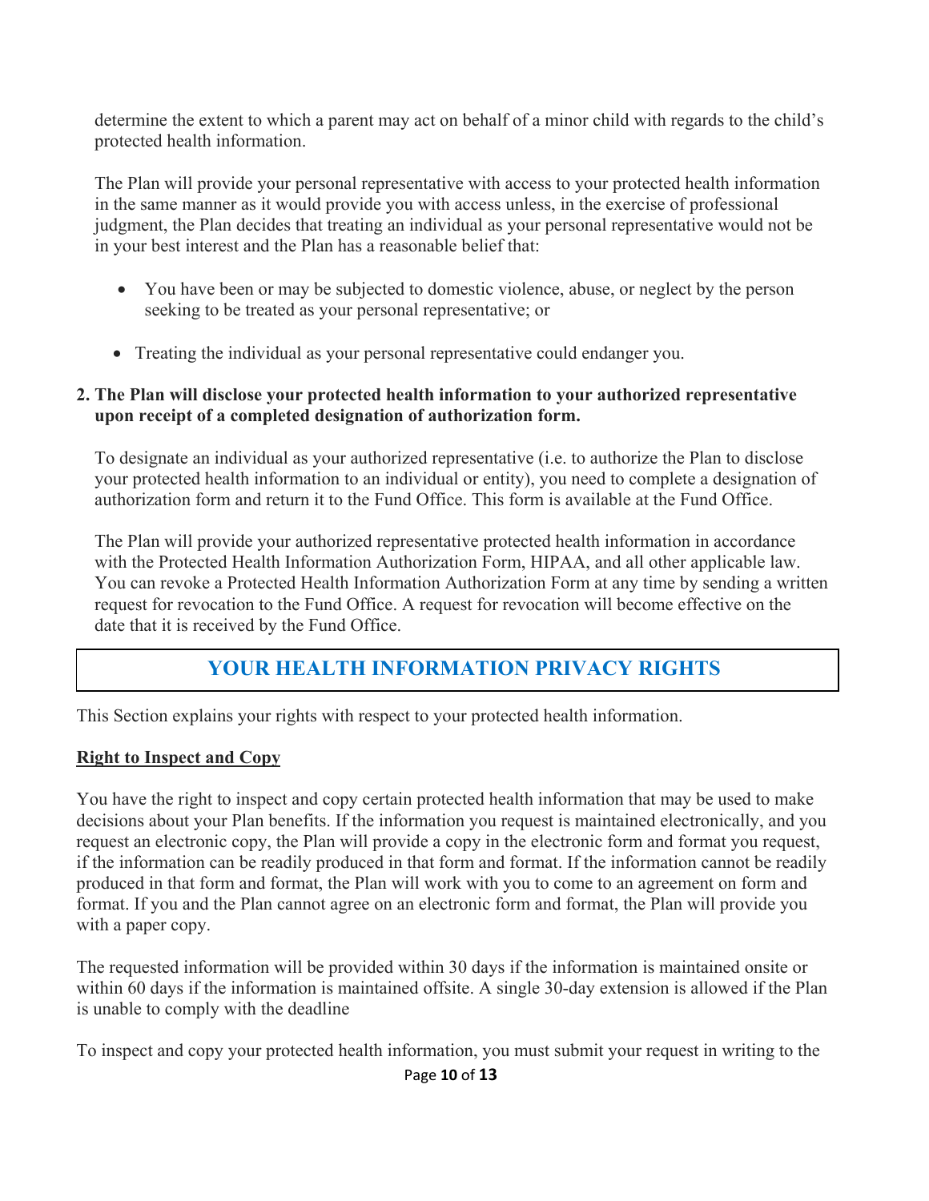determine the extent to which a parent may act on behalf of a minor child with regards to the child's protected health information.

The Plan will provide your personal representative with access to your protected health information in the same manner as it would provide you with access unless, in the exercise of professional judgment, the Plan decides that treating an individual as your personal representative would not be in your best interest and the Plan has a reasonable belief that:

- You have been or may be subjected to domestic violence, abuse, or neglect by the person seeking to be treated as your personal representative; or
- Treating the individual as your personal representative could endanger you.

**2. The Plan will disclose your protected health information to your authorized representative upon receipt of a completed designation of authorization form.**

To designate an individual as your authorized representative (i.e. to authorize the Plan to disclose your protected health information to an individual or entity), you need to complete a designation of authorization form and return it to the Fund Office. This form is available at the Fund Office.

The Plan will provide your authorized representative protected health information in accordance with the Protected Health Information Authorization Form, HIPAA, and all other applicable law. You can revoke a Protected Health Information Authorization Form at any time by sending a written request for revocation to the Fund Office. A request for revocation will become effective on the date that it is received by the Fund Office.

## YOUR HEALTH INFORMATION PRIVACY RIGHTS

This Section explains your rights with respect to your protected health information.

**Right to Inspect and Copy**

You have the right to inspect and copy certain protected health information that may be used to make decisions about your Plan benefits. If the information you request is maintained electronically, and you request an electronic copy, the Plan will provide a copy in the electronic form and format you request, if the information can be readily produced in that form and format. If the information cannot be readily produced in that form and format, the Plan will work with you to come to an agreement on form and format. If you and the Plan cannot agree on an electronic form and format, the Plan will provide you with a paper copy.

The requested information will be provided within 30 days if the information is maintained onsite or within 60 days if the information is maintained offsite. A single 30-day extension is allowed if the Plan is unable to comply with the deadline

To inspect and copy your protected health information, you must submit your request in writing to the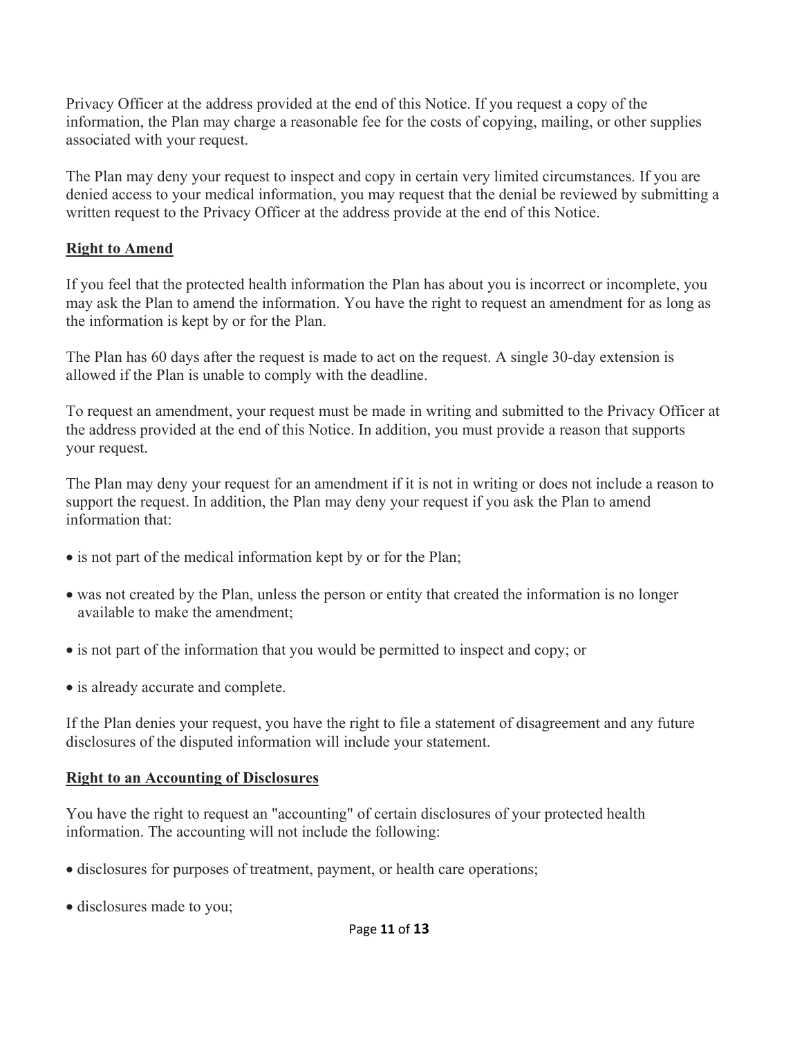Privacy Officer at the address provided at the end of this Notice. If you request a copy of the information, the Plan may charge a reasonable fee for the costs of copying, mailing, or other supplies associated with your request.

The Plan may deny your request to inspect and copy in certain very limited circumstances. If you are denied access to your medical information, you may request that the denial be reviewed by submitting a written request to the Privacy Officer at the address provide at the end of this Notice.

**Right to Amend**

If you feel that the protected health information the Plan has about you is incorrect or incomplete, you may ask the Plan to amend the information. You have the right to request an amendment for as long as the information is kept by or for the Plan.

The Plan has 60 days after the request is made to act on the request. A single 30-day extension is allowed if the Plan is unable to comply with the deadline.

To request an amendment, your request must be made in writing and submitted to the Privacy Officer at the address provided at the end of this Notice. In addition, you must provide a reason that supports your request.

The Plan may deny your request for an amendment if it is not in writing or does not include a reason to support the request. In addition, the Plan may deny your request if you ask the Plan to amend information that:

- is not part of the medical information kept by or for the Plan;
- was not created by the Plan, unless the person or entity that created the information is no longer available to make the amendment;
- is not part of the information that you would be permitted to inspect and copy; or
- is already accurate and complete.

If the Plan denies your request, you have the right to file a statement of disagreement and any future disclosures of the disputed information will include your statement.

**Right to an Accounting of Disclosures**

You have the right to request an "accounting" of certain disclosures of your protected health information. The accounting will not include the following:

- disclosures for purposes of treatment, payment, or health care operations;
- disclosures made to you;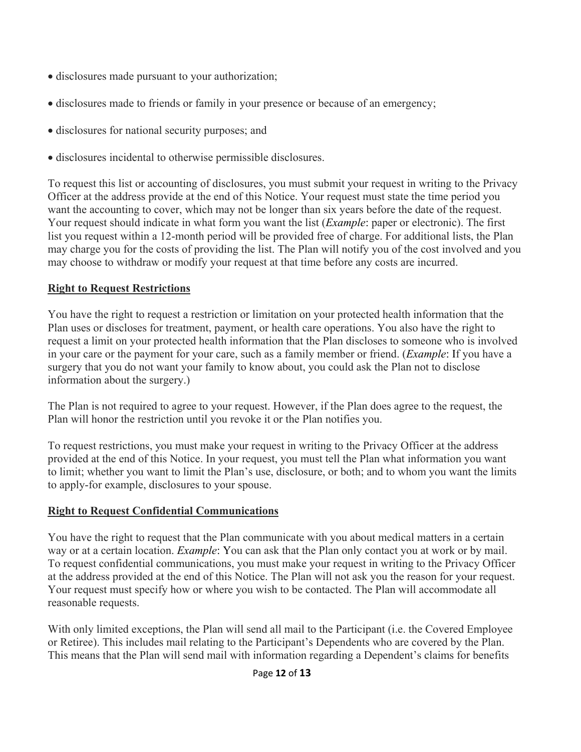- disclosures made pursuant to your authorization;
- disclosures made to friends or family in your presence or because of an emergency;
- disclosures for national security purposes; and
- disclosures incidental to otherwise permissible disclosures.

To request this list or accounting of disclosures, you must submit your request in writing to the Privacy Officer at the address provide at the end of this Notice. Your request must state the time period you want the accounting to cover, which may not be longer than six years before the date of the request. Your request should indicate in what form you want the list (*Example*: paper or electronic). The first list you request within a 12-month period will be provided free of charge. For additional lists, the Plan may charge you for the costs of providing the list. The Plan will notify you of the cost involved and you may choose to withdraw or modify your request at that time before any costs are incurred.

**Right to Request Restrictions**

You have the right to request a restriction or limitation on your protected health information that the Plan uses or discloses for treatment, payment, or health care operations. You also have the right to request a limit on your protected health information that the Plan discloses to someone who is involved in your care or the payment for your care, such as a family member or friend. (*Example*: If you have a surgery that you do not want your family to know about, you could ask the Plan not to disclose information about the surgery.)

The Plan is not required to agree to your request. However, if the Plan does agree to the request, the Plan will honor the restriction until you revoke it or the Plan notifies you.

To request restrictions, you must make your request in writing to the Privacy Officer at the address provided at the end of this Notice. In your request, you must tell the Plan what information you want to limit; whether you want to limit the Plan's use, disclosure, or both; and to whom you want the limits to apply-for example, disclosures to your spouse.

**Right to Request Confidential Communications**

You have the right to request that the Plan communicate with you about medical matters in a certain way or at a certain location. *Example*: You can ask that the Plan only contact you at work or by mail. To request confidential communications, you must make your request in writing to the Privacy Officer at the address provided at the end of this Notice. The Plan will not ask you the reason for your request. Your request must specify how or where you wish to be contacted. The Plan will accommodate all reasonable requests.

With only limited exceptions, the Plan will send all mail to the Participant (i.e. the Covered Employee or Retiree). This includes mail relating to the Participant's Dependents who are covered by the Plan. This means that the Plan will send mail with information regarding a Dependent's claims for benefits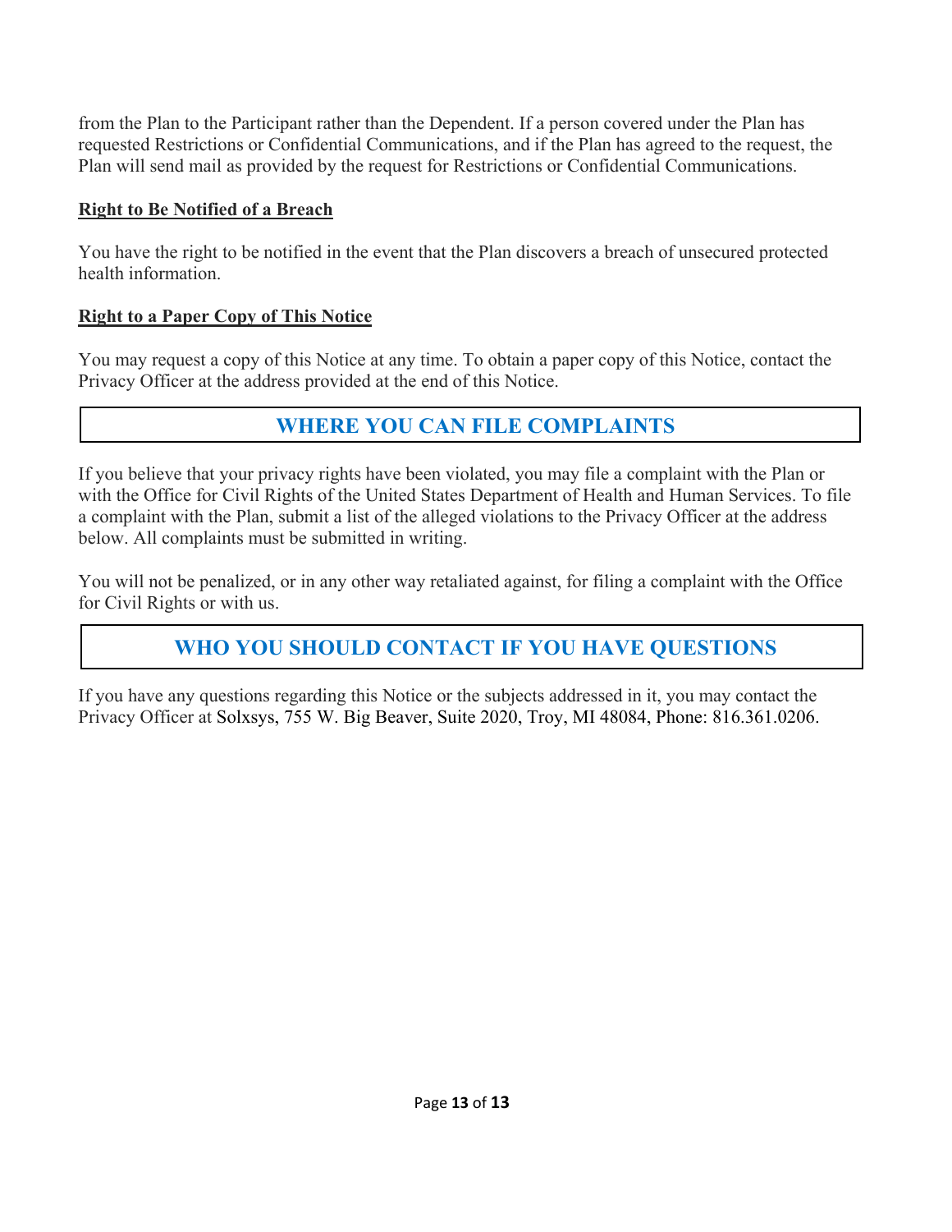from the Plan to the Participant rather than the Dependent. If a person covered under the Plan has requested Restrictions or Confidential Communications, and if the Plan has agreed to the request, the Plan will send mail as provided by the request for Restrictions or Confidential Communications.

**Right to Be Notified of a Breach**

You have the right to be notified in the event that the Plan discovers a breach of unsecured protected health information.

**Right to a Paper Copy of This Notice**

You may request a copy of this Notice at any time. To obtain a paper copy of this Notice, contact the Privacy Officer at the address provided at the end of this Notice.

## WHERE YOU CAN FILE COMPLAINTS

If you believe that your privacy rights have been violated, you may file a complaint with the Plan or with the Office for Civil Rights of the United States Department of Health and Human Services. To file a complaint with the Plan, submit a list of the alleged violations to the Privacy Officer at the address below. All complaints must be submitted in writing.

You will not be penalized, or in any other way retaliated against, for filing a complaint with the Office for Civil Rights or with us.

## WHO YOU SHOULD CONTACT IF YOU HAVE QUESTIONS

If you have any questions regarding this Notice or the subjects addressed in it, you may contact the Privacy Officer at Solxsys, 755 W. Big Beaver, Suite 2020, Troy, MI 48084, Phone: 816.361.0206.